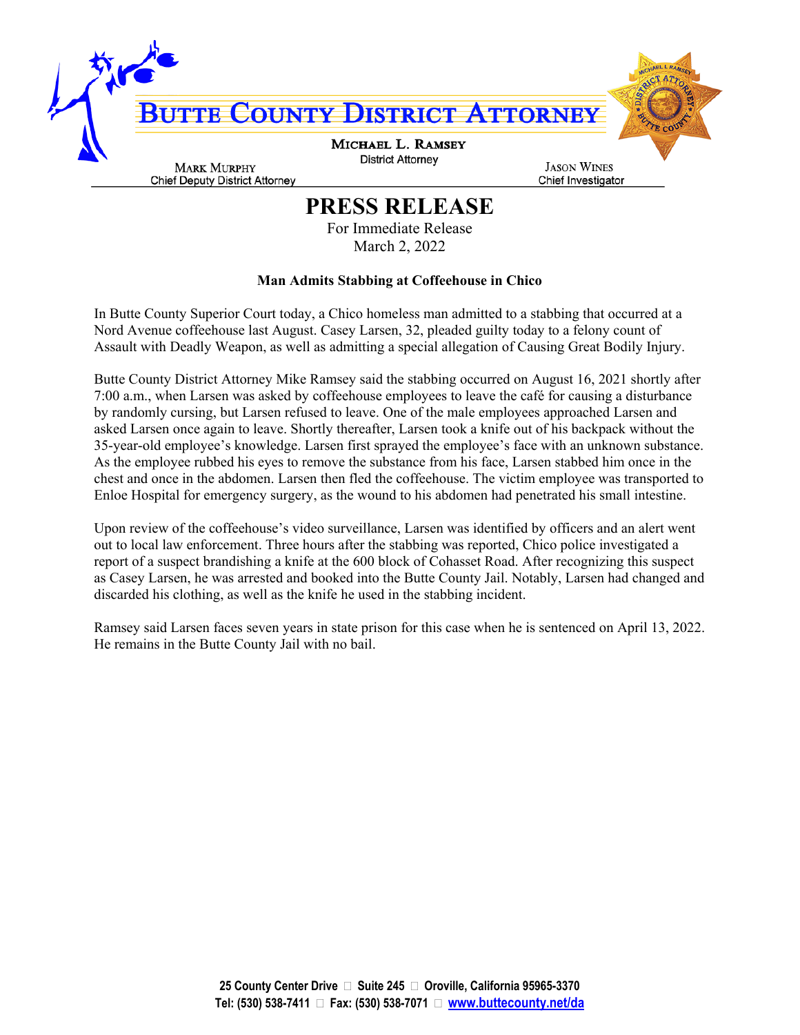# BUTTE COUNTY DISTRICT ATTORNEY

**MICHAEL L. RAMSEY**
District Attorney

**MARK MURPHY**
Chief Deputy District Attorney

**JASON WINES**
Chief Investigator

## PRESS RELEASE

For Immediate Release
March 2, 2022

**Man Admits Stabbing at Coffeehouse in Chico**

In Butte County Superior Court today, a Chico homeless man admitted to a stabbing that occurred at a Nord Avenue coffeehouse last August. Casey Larsen, 32, pleaded guilty today to a felony count of Assault with Deadly Weapon, as well as admitting a special allegation of Causing Great Bodily Injury.

Butte County District Attorney Mike Ramsey said the stabbing occurred on August 16, 2021 shortly after 7:00 a.m., when Larsen was asked by coffeehouse employees to leave the café for causing a disturbance by randomly cursing, but Larsen refused to leave. One of the male employees approached Larsen and asked Larsen once again to leave. Shortly thereafter, Larsen took a knife out of his backpack without the 35-year-old employee's knowledge. Larsen first sprayed the employee's face with an unknown substance. As the employee rubbed his eyes to remove the substance from his face, Larsen stabbed him once in the chest and once in the abdomen. Larsen then fled the coffeehouse. The victim employee was transported to Enloe Hospital for emergency surgery, as the wound to his abdomen had penetrated his small intestine.

Upon review of the coffeehouse's video surveillance, Larsen was identified by officers and an alert went out to local law enforcement. Three hours after the stabbing was reported, Chico police investigated a report of a suspect brandishing a knife at the 600 block of Cohasset Road. After recognizing this suspect as Casey Larsen, he was arrested and booked into the Butte County Jail. Notably, Larsen had changed and discarded his clothing, as well as the knife he used in the stabbing incident.

Ramsey said Larsen faces seven years in state prison for this case when he is sentenced on April 13, 2022. He remains in the Butte County Jail with no bail.

**25 County Center Drive • Suite 245 • Oroville, California 95965-3370**
**Tel: (530) 538-7411 • Fax: (530) 538-7071 • www.buttecounty.net/da**